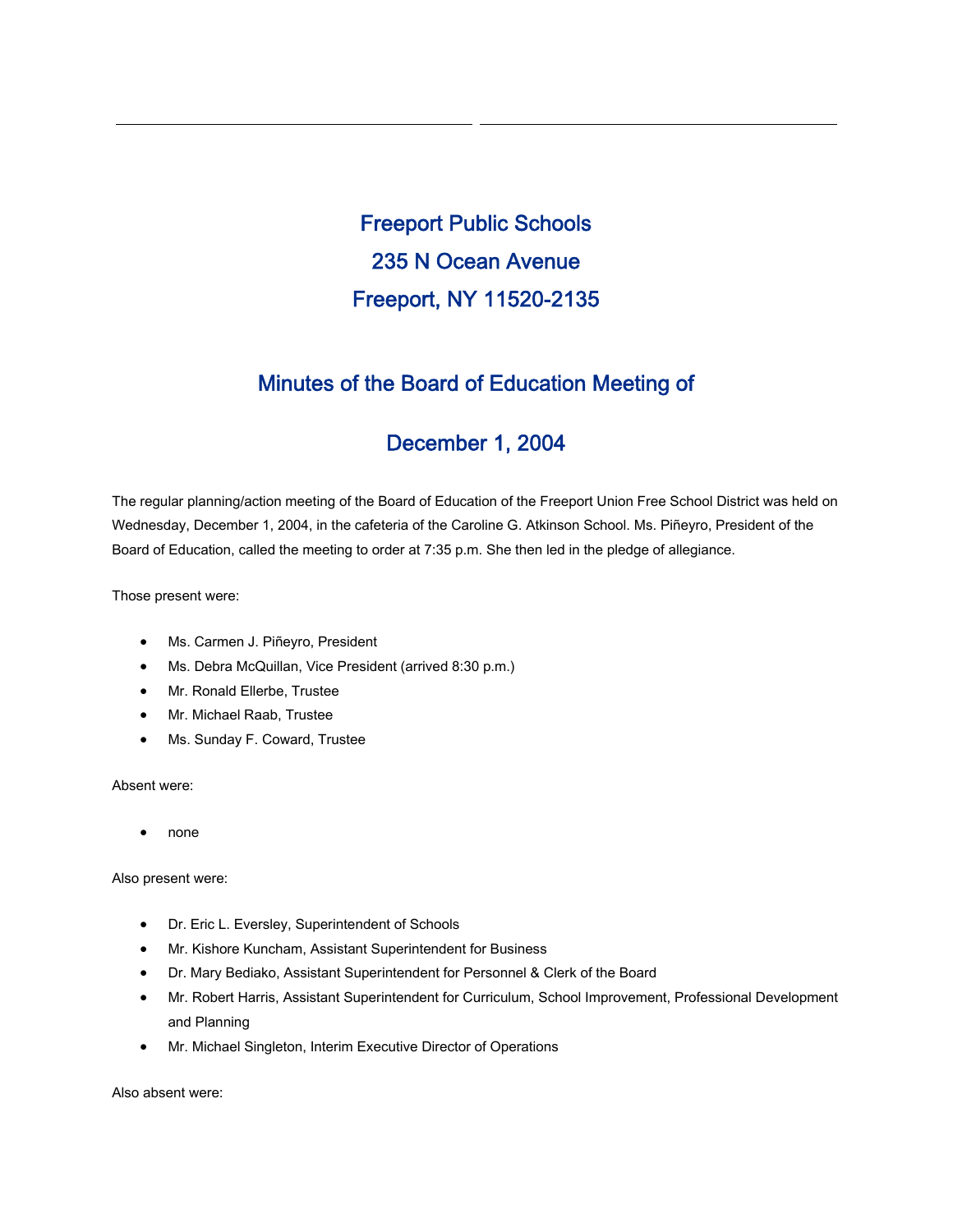# Freeport Public Schools

# 235 N Ocean Avenue

# Freeport, NY 11520-2135

## Minutes of the Board of Education Meeting of

## December 1, 2004

The regular planning/action meeting of the Board of Education of the Freeport Union Free School District was held on Wednesday, December 1, 2004, in the cafeteria of the Caroline G. Atkinson School. Ms. Piñeyro, President of the Board of Education, called the meeting to order at 7:35 p.m. She then led in the pledge of allegiance.

Those present were:

- Ms. Carmen J. Piñeyro, President
- Ms. Debra McQuillan, Vice President (arrived 8:30 p.m.)
- Mr. Ronald Ellerbe, Trustee
- Mr. Michael Raab, Trustee
- Ms. Sunday F. Coward, Trustee

Absent were:

- none

Also present were:

- Dr. Eric L. Eversley, Superintendent of Schools
- Mr. Kishore Kuncham, Assistant Superintendent for Business
- Dr. Mary Bediako, Assistant Superintendent for Personnel & Clerk of the Board
- Mr. Robert Harris, Assistant Superintendent for Curriculum, School Improvement, Professional Development and Planning
- Mr. Michael Singleton, Interim Executive Director of Operations

Also absent were: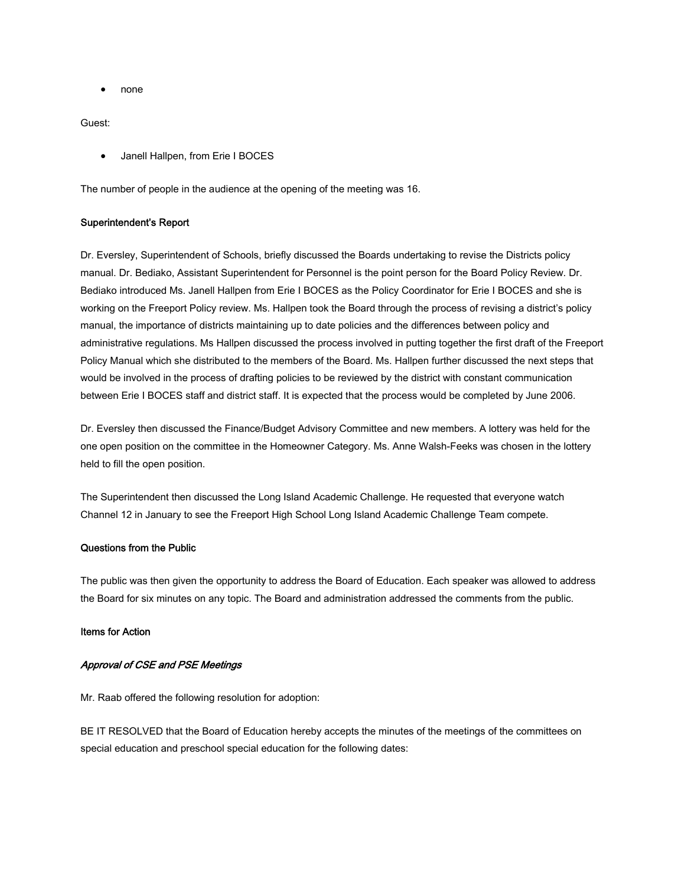- none

Guest:

- Janell Hallpen, from Erie I BOCES

The number of people in the audience at the opening of the meeting was 16.

**Superintendent's Report**

Dr. Eversley, Superintendent of Schools, briefly discussed the Boards undertaking to revise the Districts policy manual. Dr. Bediako, Assistant Superintendent for Personnel is the point person for the Board Policy Review. Dr. Bediako introduced Ms. Janell Hallpen from Erie I BOCES as the Policy Coordinator for Erie I BOCES and she is working on the Freeport Policy review. Ms. Hallpen took the Board through the process of revising a district's policy manual, the importance of districts maintaining up to date policies and the differences between policy and administrative regulations. Ms Hallpen discussed the process involved in putting together the first draft of the Freeport Policy Manual which she distributed to the members of the Board. Ms. Hallpen further discussed the next steps that would be involved in the process of drafting policies to be reviewed by the district with constant communication between Erie I BOCES staff and district staff. It is expected that the process would be completed by June 2006.

Dr. Eversley then discussed the Finance/Budget Advisory Committee and new members. A lottery was held for the one open position on the committee in the Homeowner Category. Ms. Anne Walsh-Feeks was chosen in the lottery held to fill the open position.

The Superintendent then discussed the Long Island Academic Challenge. He requested that everyone watch Channel 12 in January to see the Freeport High School Long Island Academic Challenge Team compete.

**Questions from the Public**

The public was then given the opportunity to address the Board of Education. Each speaker was allowed to address the Board for six minutes on any topic. The Board and administration addressed the comments from the public.

**Items for Action**

***Approval of CSE and PSE Meetings***

Mr. Raab offered the following resolution for adoption:

BE IT RESOLVED that the Board of Education hereby accepts the minutes of the meetings of the committees on special education and preschool special education for the following dates: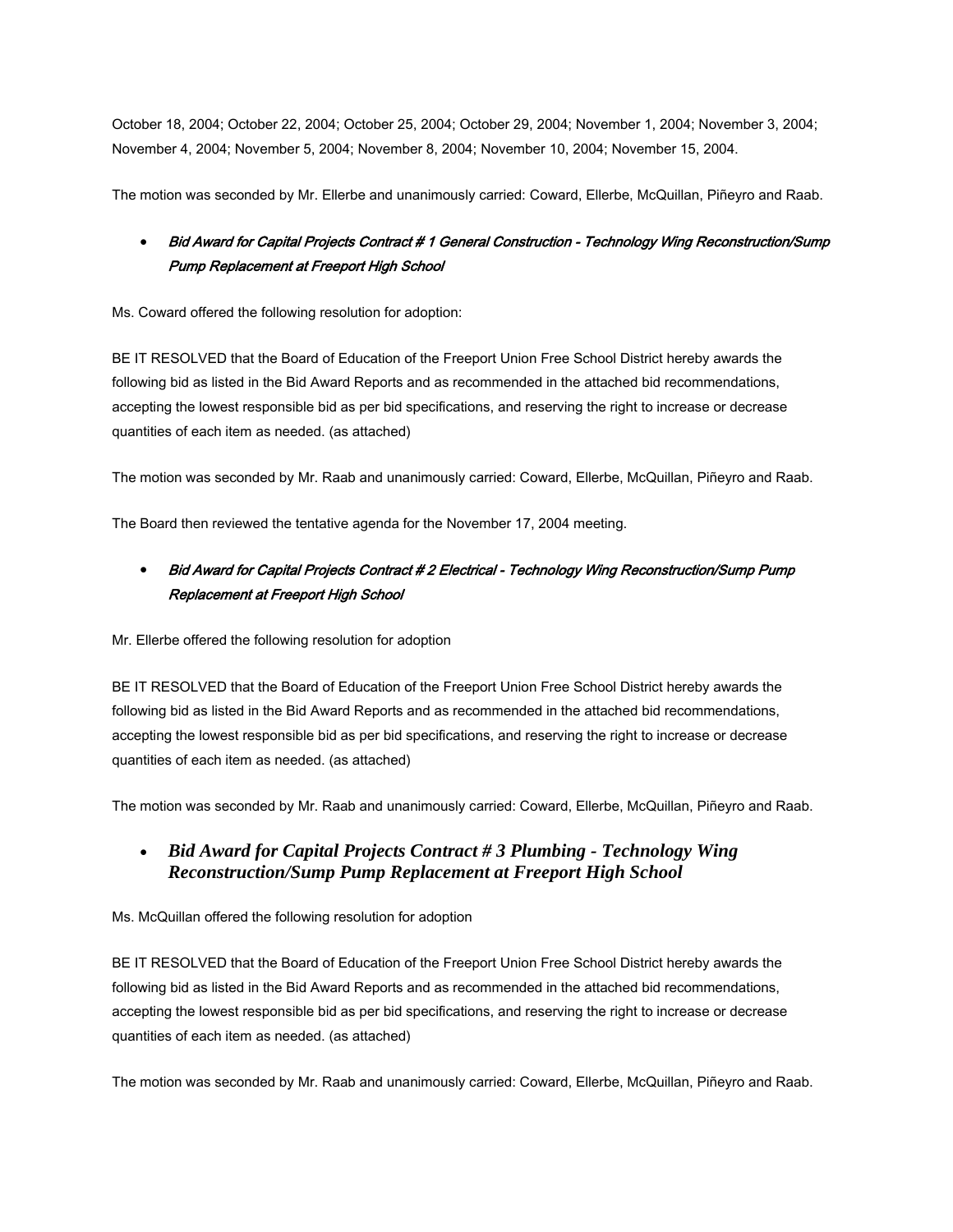October 18, 2004; October 22, 2004; October 25, 2004; October 29, 2004; November 1, 2004; November 3, 2004; November 4, 2004; November 5, 2004; November 8, 2004; November 10, 2004; November 15, 2004.

The motion was seconded by Mr. Ellerbe and unanimously carried: Coward, Ellerbe, McQuillan, Piñeyro and Raab.

- ***Bid Award for Capital Projects Contract # 1 General Construction - Technology Wing Reconstruction/Sump Pump Replacement at Freeport High School***

Ms. Coward offered the following resolution for adoption:

BE IT RESOLVED that the Board of Education of the Freeport Union Free School District hereby awards the following bid as listed in the Bid Award Reports and as recommended in the attached bid recommendations, accepting the lowest responsible bid as per bid specifications, and reserving the right to increase or decrease quantities of each item as needed. (as attached)

The motion was seconded by Mr. Raab and unanimously carried: Coward, Ellerbe, McQuillan, Piñeyro and Raab.

The Board then reviewed the tentative agenda for the November 17, 2004 meeting.

- ***Bid Award for Capital Projects Contract # 2 Electrical - Technology Wing Reconstruction/Sump Pump Replacement at Freeport High School***

Mr. Ellerbe offered the following resolution for adoption

BE IT RESOLVED that the Board of Education of the Freeport Union Free School District hereby awards the following bid as listed in the Bid Award Reports and as recommended in the attached bid recommendations, accepting the lowest responsible bid as per bid specifications, and reserving the right to increase or decrease quantities of each item as needed. (as attached)

The motion was seconded by Mr. Raab and unanimously carried: Coward, Ellerbe, McQuillan, Piñeyro and Raab.

- ***Bid Award for Capital Projects Contract # 3 Plumbing - Technology Wing Reconstruction/Sump Pump Replacement at Freeport High School***

Ms. McQuillan offered the following resolution for adoption

BE IT RESOLVED that the Board of Education of the Freeport Union Free School District hereby awards the following bid as listed in the Bid Award Reports and as recommended in the attached bid recommendations, accepting the lowest responsible bid as per bid specifications, and reserving the right to increase or decrease quantities of each item as needed. (as attached)

The motion was seconded by Mr. Raab and unanimously carried: Coward, Ellerbe, McQuillan, Piñeyro and Raab.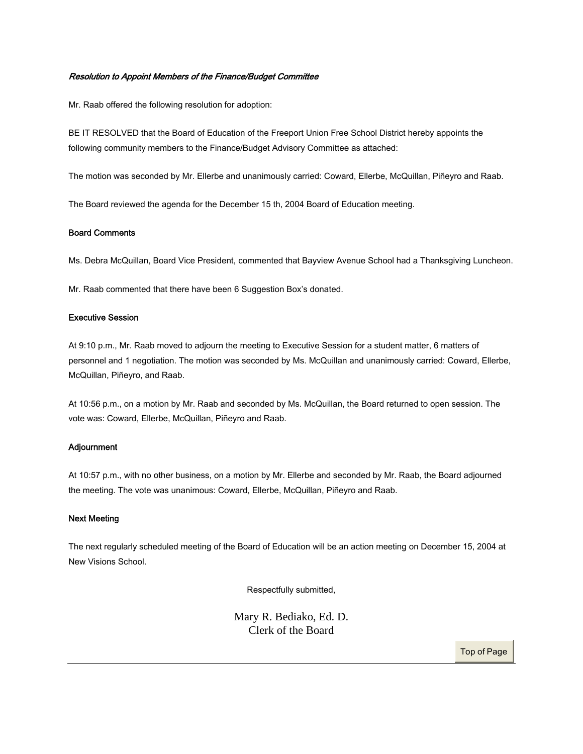*Resolution to Appoint Members of the Finance/Budget Committee*

Mr. Raab offered the following resolution for adoption:

BE IT RESOLVED that the Board of Education of the Freeport Union Free School District hereby appoints the following community members to the Finance/Budget Advisory Committee as attached:

The motion was seconded by Mr. Ellerbe and unanimously carried: Coward, Ellerbe, McQuillan, Piñeyro and Raab.

The Board reviewed the agenda for the December 15 th, 2004 Board of Education meeting.

**Board Comments**

Ms. Debra McQuillan, Board Vice President, commented that Bayview Avenue School had a Thanksgiving Luncheon.

Mr. Raab commented that there have been 6 Suggestion Box's donated.

**Executive Session**

At 9:10 p.m., Mr. Raab moved to adjourn the meeting to Executive Session for a student matter, 6 matters of personnel and 1 negotiation. The motion was seconded by Ms. McQuillan and unanimously carried: Coward, Ellerbe, McQuillan, Piñeyro, and Raab.

At 10:56 p.m., on a motion by Mr. Raab and seconded by Ms. McQuillan, the Board returned to open session. The vote was: Coward, Ellerbe, McQuillan, Piñeyro and Raab.

**Adjournment**

At 10:57 p.m., with no other business, on a motion by Mr. Ellerbe and seconded by Mr. Raab, the Board adjourned the meeting. The vote was unanimous: Coward, Ellerbe, McQuillan, Piñeyro and Raab.

**Next Meeting**

The next regularly scheduled meeting of the Board of Education will be an action meeting on December 15, 2004 at New Visions School.

Respectfully submitted,

Mary R. Bediako, Ed. D.
Clerk of the Board

Top of Page